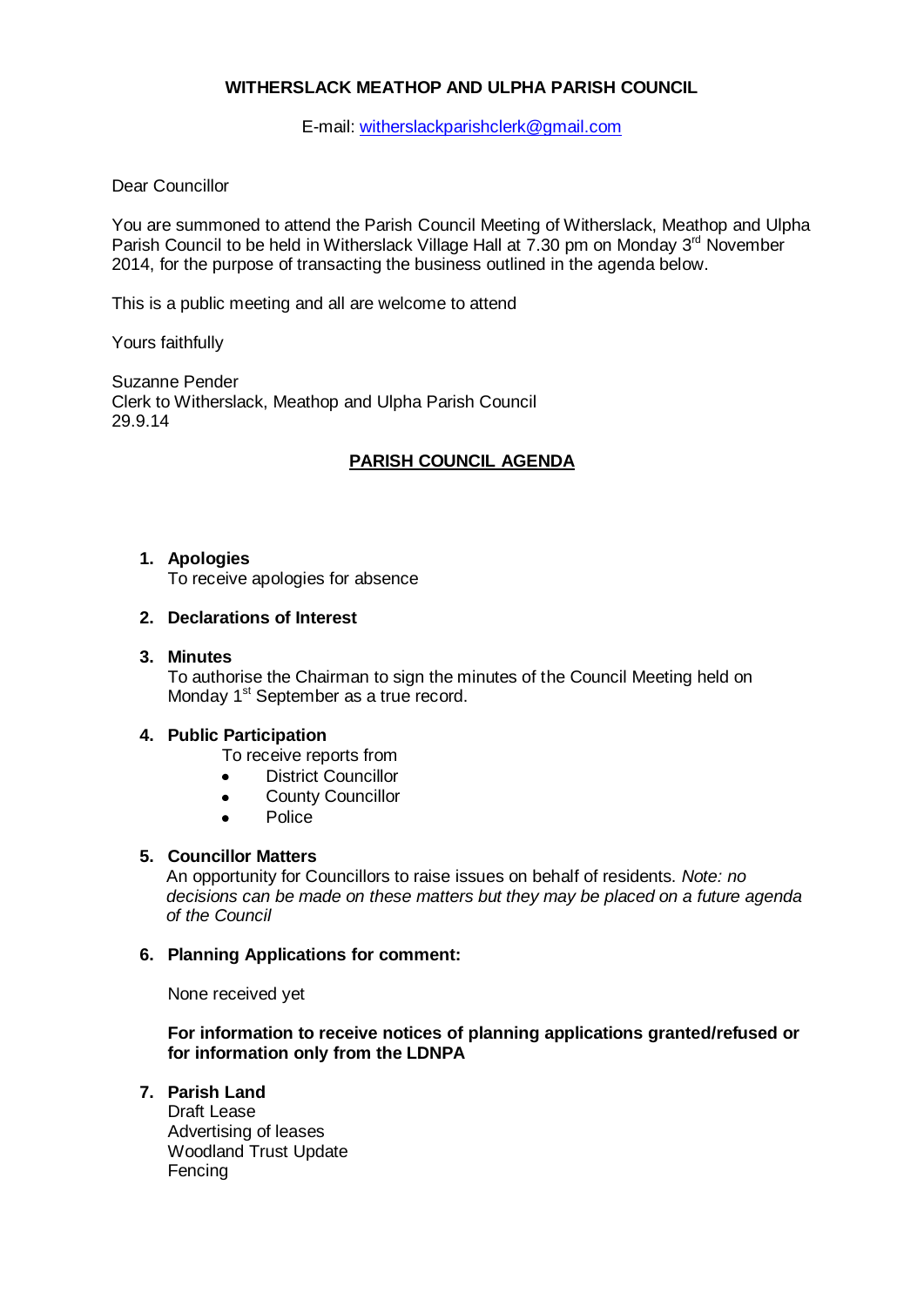**WITHERSLACK MEATHOP AND ULPHA PARISH COUNCIL**

E-mail: witherslackparishclerk@gmail.com

Dear Councillor

You are summoned to attend the Parish Council Meeting of Witherslack, Meathop and Ulpha Parish Council to be held in Witherslack Village Hall at 7.30 pm on Monday 3rd November 2014, for the purpose of transacting the business outlined in the agenda below.

This is a public meeting and all are welcome to attend

Yours faithfully

Suzanne Pender
Clerk to Witherslack, Meathop and Ulpha Parish Council
29.9.14

## PARISH COUNCIL AGENDA

1. **Apologies**
   To receive apologies for absence

2. **Declarations of Interest**

3. **Minutes**
   To authorise the Chairman to sign the minutes of the Council Meeting held on Monday 1st September as a true record.

4. **Public Participation**
   To receive reports from
   - District Councillor
   - County Councillor
   - Police

5. **Councillor Matters**
   An opportunity for Councillors to raise issues on behalf of residents. *Note: no decisions can be made on these matters but they may be placed on a future agenda of the Council*

6. **Planning Applications for comment:**

   None received yet

   **For information to receive notices of planning applications granted/refused or for information only from the LDNPA**

7. **Parish Land**
   Draft Lease
   Advertising of leases
   Woodland Trust Update
   Fencing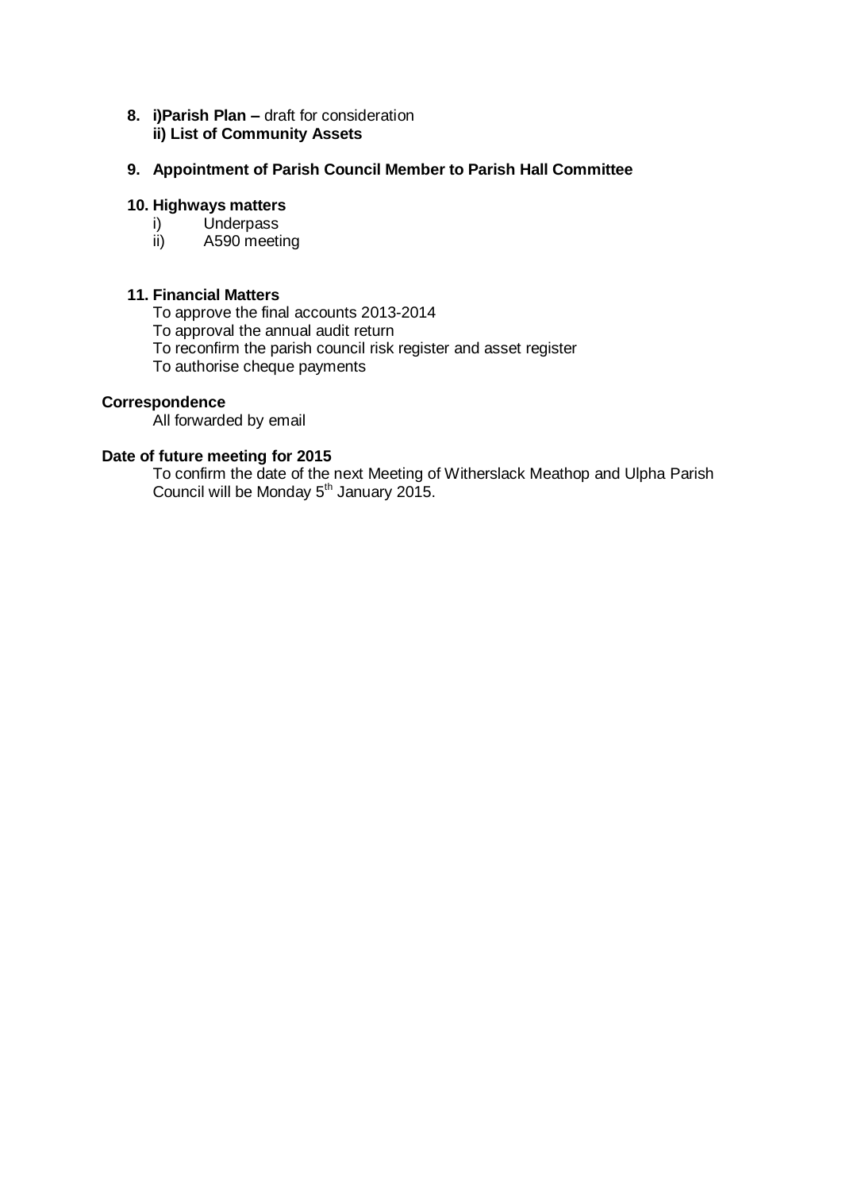8. **i)Parish Plan –** draft for consideration
   **ii) List of Community Assets**

9. **Appointment of Parish Council Member to Parish Hall Committee**

10. **Highways matters**
    i) Underpass
    ii) A590 meeting

11. **Financial Matters**
    To approve the final accounts 2013-2014
    To approval the annual audit return
    To reconfirm the parish council risk register and asset register
    To authorise cheque payments

**Correspondence**

All forwarded by email

**Date of future meeting for 2015**

To confirm the date of the next Meeting of Witherslack Meathop and Ulpha Parish Council will be Monday 5th January 2015.